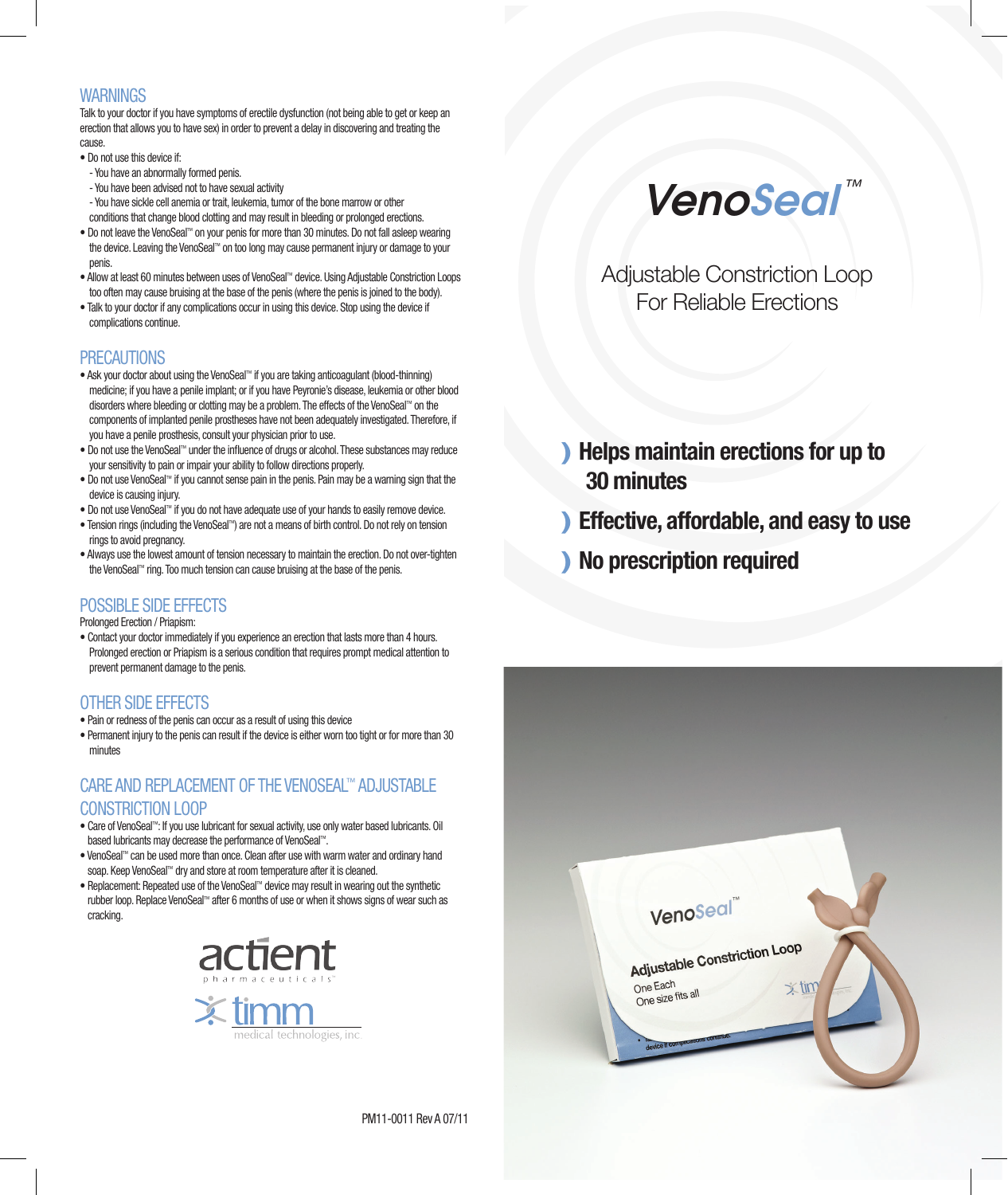## WARNINGS

Talk to your doctor if you have symptoms of erectile dysfunction (not being able to get or keep an erection that allows you to have sex) in order to prevent a delay in discovering and treating the cause.

- Do not use this device if:
  - You have an abnormally formed penis.
  - You have been advised not to have sexual activity
  - You have sickle cell anemia or trait, leukemia, tumor of the bone marrow or other conditions that change blood clotting and may result in bleeding or prolonged erections.
- Do not leave the VenoSeal™ on your penis for more than 30 minutes. Do not fall asleep wearing the device. Leaving the VenoSeal™ on too long may cause permanent injury or damage to your penis.
- Allow at least 60 minutes between uses of VenoSeal™ device. Using Adjustable Constriction Loops too often may cause bruising at the base of the penis (where the penis is joined to the body).
- Talk to your doctor if any complications occur in using this device. Stop using the device if complications continue.

## PRECAUTIONS

- Ask your doctor about using the VenoSeal™ if you are taking anticoagulant (blood-thinning) medicine; if you have a penile implant; or if you have Peyronie's disease, leukemia or other blood disorders where bleeding or clotting may be a problem. The effects of the VenoSeal™ on the components of implanted penile prostheses have not been adequately investigated. Therefore, if you have a penile prosthesis, consult your physician prior to use.
- Do not use the VenoSeal™ under the influence of drugs or alcohol. These substances may reduce your sensitivity to pain or impair your ability to follow directions properly.
- Do not use VenoSeal™ if you cannot sense pain in the penis. Pain may be a warning sign that the device is causing injury.
- Do not use VenoSeal™ if you do not have adequate use of your hands to easily remove device.
- Tension rings (including the VenoSeal™) are not a means of birth control. Do not rely on tension rings to avoid pregnancy.
- Always use the lowest amount of tension necessary to maintain the erection. Do not over-tighten the VenoSeal™ ring. Too much tension can cause bruising at the base of the penis.

## POSSIBLE SIDE EFFECTS

Prolonged Erection / Priapism:

- Contact your doctor immediately if you experience an erection that lasts more than 4 hours. Prolonged erection or Priapism is a serious condition that requires prompt medical attention to prevent permanent damage to the penis.

## OTHER SIDE EFFECTS

- Pain or redness of the penis can occur as a result of using this device
- Permanent injury to the penis can result if the device is either worn too tight or for more than 30 minutes

## CARE AND REPLACEMENT OF THE VENOSEAL™ ADJUSTABLE CONSTRICTION LOOP

- Care of VenoSeal™: If you use lubricant for sexual activity, use only water based lubricants. Oil based lubricants may decrease the performance of VenoSeal™.
- VenoSeal™ can be used more than once. Clean after use with warm water and ordinary hand soap. Keep VenoSeal™ dry and store at room temperature after it is cleaned.
- Replacement: Repeated use of the VenoSeal™ device may result in wearing out the synthetic rubber loop. Replace VenoSeal™ after 6 months of use or when it shows signs of wear such as cracking.

actient pharmaceuticals

timm medical technologies, inc.

PM11-0011 Rev A 07/11

# VenoSeal™

Adjustable Constriction Loop
For Reliable Erections

- **Helps maintain erections for up to 30 minutes**
- **Effective, affordable, and easy to use**
- **No prescription required**

VenoSeal™

Adjustable Constriction Loop

One Each
One size fits all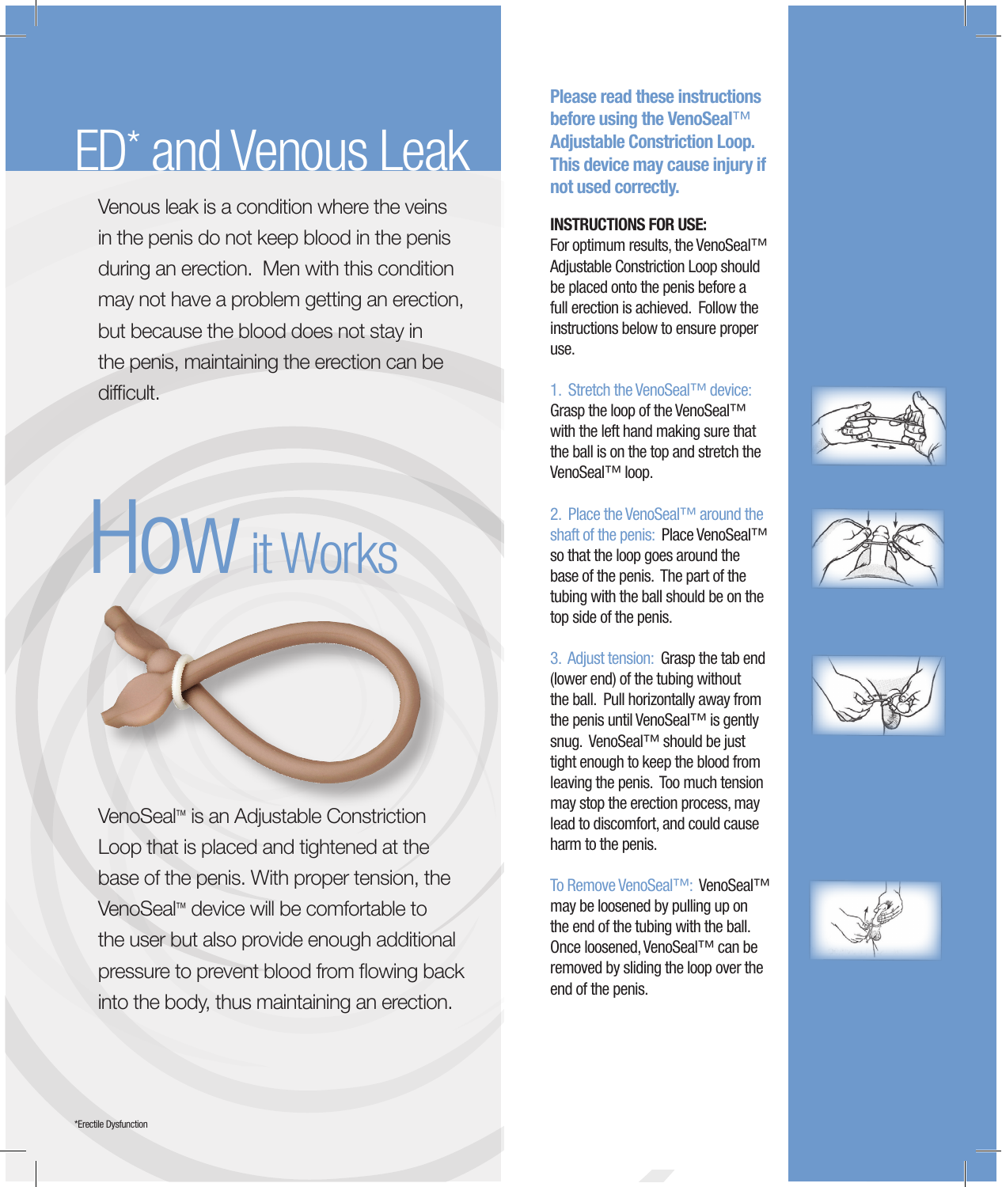# ED* and Venous Leak

Venous leak is a condition where the veins in the penis do not keep blood in the penis during an erection. Men with this condition may not have a problem getting an erection, but because the blood does not stay in the penis, maintaining the erection can be difficult.

# How it Works

VenoSeal™ is an Adjustable Constriction Loop that is placed and tightened at the base of the penis. With proper tension, the VenoSeal™ device will be comfortable to the user but also provide enough additional pressure to prevent blood from flowing back into the body, thus maintaining an erection.

*Erectile Dysfunction

**Please read these instructions before using the VenoSeal™ Adjustable Constriction Loop. This device may cause injury if not used correctly.**

**INSTRUCTIONS FOR USE:**

For optimum results, the VenoSeal™ Adjustable Constriction Loop should be placed onto the penis before a full erection is achieved. Follow the instructions below to ensure proper use.

1. Stretch the VenoSeal™ device: Grasp the loop of the VenoSeal™ with the left hand making sure that the ball is on the top and stretch the VenoSeal™ loop.

2. Place the VenoSeal™ around the shaft of the penis: Place VenoSeal™ so that the loop goes around the base of the penis. The part of the tubing with the ball should be on the top side of the penis.

3. Adjust tension: Grasp the tab end (lower end) of the tubing without the ball. Pull horizontally away from the penis until VenoSeal™ is gently snug. VenoSeal™ should be just tight enough to keep the blood from leaving the penis. Too much tension may stop the erection process, may lead to discomfort, and could cause harm to the penis.

To Remove VenoSeal™: VenoSeal™ may be loosened by pulling up on the end of the tubing with the ball. Once loosened, VenoSeal™ can be removed by sliding the loop over the end of the penis.